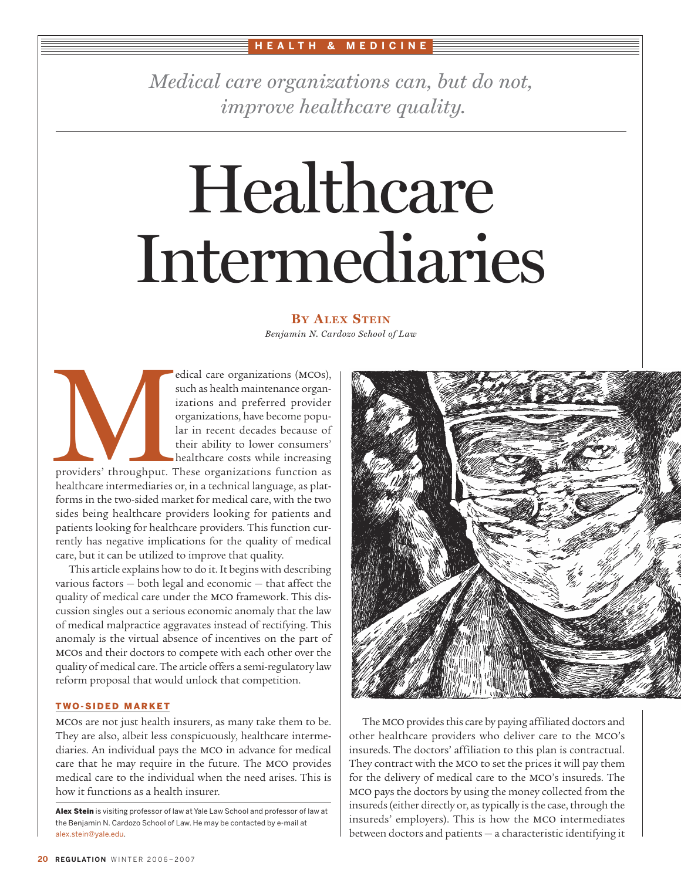HEALTH & MEDICINE

*Medical care organizations can, but do not, improve healthcare quality.*

# Healthcare Intermediaries

**BY ALEX STEIN**

*Benjamin N. Cardozo School of Law*

Medical care organizations (MCOs), such as health maintenance organizations and preferred provider organizations, have become popular in recent decades because of their ability to lower consumers' healthcare costs while increasing providers' throughput. These organizations function as healthcare intermediaries or, in a technical language, as platforms in the two-sided market for medical care, with the two sides being healthcare providers looking for patients and patients looking for healthcare providers. This function currently has negative implications for the quality of medical care, but it can be utilized to improve that quality.

This article explains how to do it. It begins with describing various factors — both legal and economic — that affect the quality of medical care under the MCO framework. This discussion singles out a serious economic anomaly that the law of medical malpractice aggravates instead of rectifying. This anomaly is the virtual absence of incentives on the part of MCOs and their doctors to compete with each other over the quality of medical care. The article offers a semi-regulatory law reform proposal that would unlock that competition.

## TWO-SIDED MARKET

MCOs are not just health insurers, as many take them to be. They are also, albeit less conspicuously, healthcare intermediaries. An individual pays the MCO in advance for medical care that he may require in the future. The MCO provides medical care to the individual when the need arises. This is how it functions as a health insurer.

The MCO provides this care by paying affiliated doctors and other healthcare providers who deliver care to the MCO's insureds. The doctors' affiliation to this plan is contractual. They contract with the MCO to set the prices it will pay them for the delivery of medical care to the MCO's insureds. The MCO pays the doctors by using the money collected from the insureds (either directly or, as typically is the case, through the insureds' employers). This is how the MCO intermediates between doctors and patients — a characteristic identifying it

**Alex Stein** is visiting professor of law at Yale Law School and professor of law at the Benjamin N. Cardozo School of Law. He may be contacted by e-mail at alex.stein@yale.edu.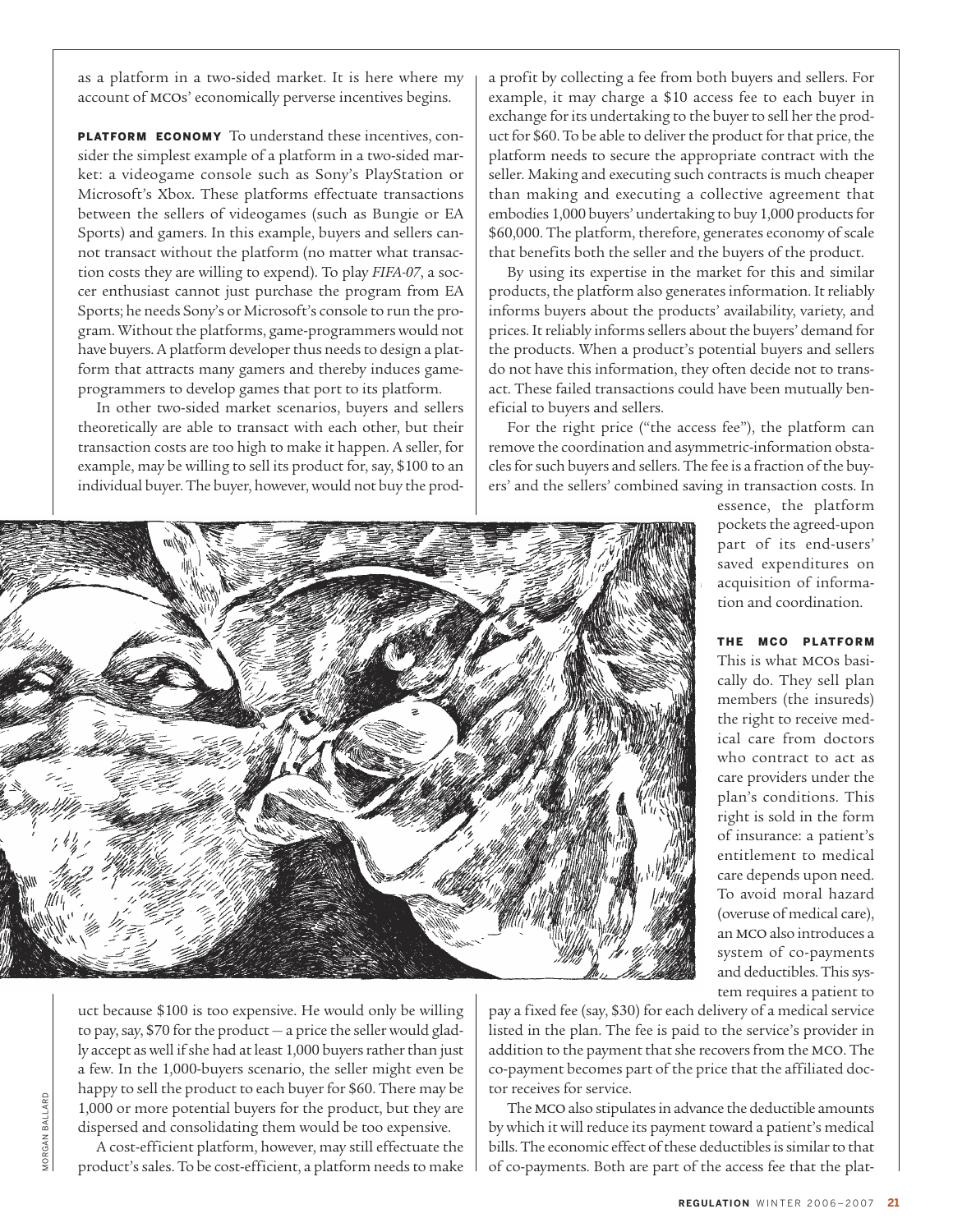as a platform in a two-sided market. It is here where my account of MCOs' economically perverse incentives begins.

**PLATFORM ECONOMY** To understand these incentives, consider the simplest example of a platform in a two-sided market: a videogame console such as Sony's PlayStation or Microsoft's Xbox. These platforms effectuate transactions between the sellers of videogames (such as Bungie or EA Sports) and gamers. In this example, buyers and sellers cannot transact without the platform (no matter what transaction costs they are willing to expend). To play *FIFA-07*, a soccer enthusiast cannot just purchase the program from EA Sports; he needs Sony's or Microsoft's console to run the program. Without the platforms, game-programmers would not have buyers. A platform developer thus needs to design a platform that attracts many gamers and thereby induces game-programmers to develop games that port to its platform.

In other two-sided market scenarios, buyers and sellers theoretically are able to transact with each other, but their transaction costs are too high to make it happen. A seller, for example, may be willing to sell its product for, say, $100 to an individual buyer. The buyer, however, would not buy the product because $100 is too expensive. He would only be willing to pay, say, $70 for the product — a price the seller would gladly accept as well if she had at least 1,000 buyers rather than just a few. In the 1,000-buyers scenario, the seller might even be happy to sell the product to each buyer for $60. There may be 1,000 or more potential buyers for the product, but they are dispersed and consolidating them would be too expensive.

A cost-efficient platform, however, may still effectuate the product's sales. To be cost-efficient, a platform needs to make a profit by collecting a fee from both buyers and sellers. For example, it may charge a $10 access fee to each buyer in exchange for its undertaking to the buyer to sell her the product for $60. To be able to deliver the product for that price, the platform needs to secure the appropriate contract with the seller. Making and executing such contracts is much cheaper than making and executing a collective agreement that embodies 1,000 buyers' undertaking to buy 1,000 products for $60,000. The platform, therefore, generates economy of scale that benefits both the seller and the buyers of the product.

By using its expertise in the market for this and similar products, the platform also generates information. It reliably informs buyers about the products' availability, variety, and prices. It reliably informs sellers about the buyers' demand for the products. When a product's potential buyers and sellers do not have this information, they often decide not to transact. These failed transactions could have been mutually beneficial to buyers and sellers.

For the right price ("the access fee"), the platform can remove the coordination and asymmetric-information obstacles for such buyers and sellers. The fee is a fraction of the buyers' and the sellers' combined saving in transaction costs. In essence, the platform pockets the agreed-upon part of its end-users' saved expenditures on acquisition of information and coordination.

**THE MCO PLATFORM** This is what MCOs basically do. They sell plan members (the insureds) the right to receive medical care from doctors who contract to act as care providers under the plan's conditions. This right is sold in the form of insurance: a patient's entitlement to medical care depends upon need. To avoid moral hazard (overuse of medical care), an MCO also introduces a system of co-payments and deductibles. This system requires a patient to pay a fixed fee (say, $30) for each delivery of a medical service listed in the plan. The fee is paid to the service's provider in addition to the payment that she recovers from the MCO. The co-payment becomes part of the price that the affiliated doctor receives for service.

The MCO also stipulates in advance the deductible amounts by which it will reduce its payment toward a patient's medical bills. The economic effect of these deductibles is similar to that of co-payments. Both are part of the access fee that the plat-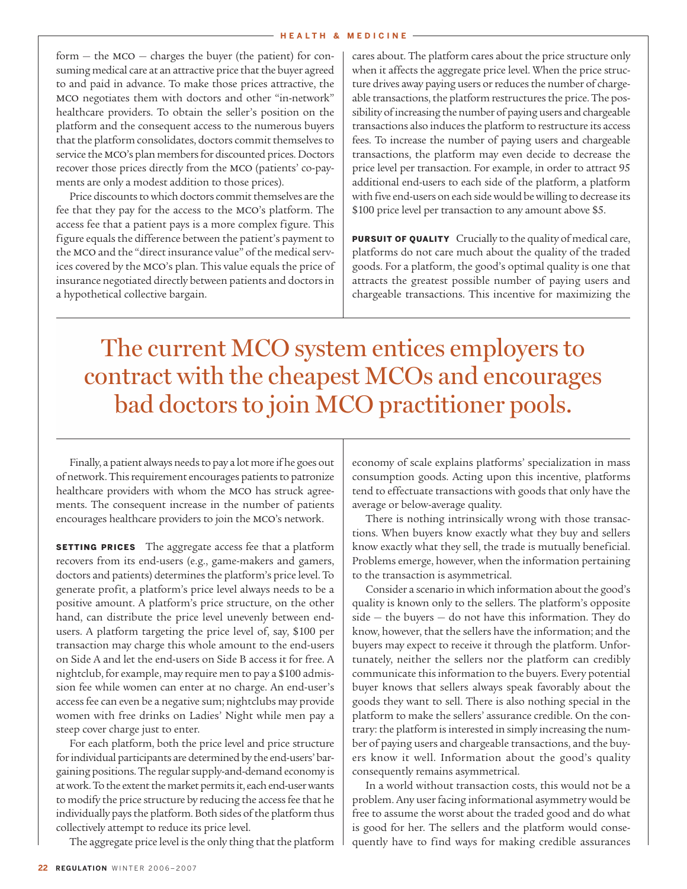form — the MCO — charges the buyer (the patient) for consuming medical care at an attractive price that the buyer agreed to and paid in advance. To make those prices attractive, the MCO negotiates them with doctors and other "in-network" healthcare providers. To obtain the seller's position on the platform and the consequent access to the numerous buyers that the platform consolidates, doctors commit themselves to service the MCO's plan members for discounted prices. Doctors recover those prices directly from the MCO (patients' co-payments are only a modest addition to those prices).

Price discounts to which doctors commit themselves are the fee that they pay for the access to the MCO's platform. The access fee that a patient pays is a more complex figure. This figure equals the difference between the patient's payment to the MCO and the "direct insurance value" of the medical services covered by the MCO's plan. This value equals the price of insurance negotiated directly between patients and doctors in a hypothetical collective bargain.

Finally, a patient always needs to pay a lot more if he goes out of network. This requirement encourages patients to patronize healthcare providers with whom the MCO has struck agreements. The consequent increase in the number of patients encourages healthcare providers to join the MCO's network.

**SETTING PRICES** The aggregate access fee that a platform recovers from its end-users (e.g., game-makers and gamers, doctors and patients) determines the platform's price level. To generate profit, a platform's price level always needs to be a positive amount. A platform's price structure, on the other hand, can distribute the price level unevenly between end-users. A platform targeting the price level of, say, $100 per transaction may charge this whole amount to the end-users on Side A and let the end-users on Side B access it for free. A nightclub, for example, may require men to pay a $100 admission fee while women can enter at no charge. An end-user's access fee can even be a negative sum; nightclubs may provide women with free drinks on Ladies' Night while men pay a steep cover charge just to enter.

For each platform, both the price level and price structure for individual participants are determined by the end-users' bargaining positions. The regular supply-and-demand economy is at work. To the extent the market permits it, each end-user wants to modify the price structure by reducing the access fee that he individually pays the platform. Both sides of the platform thus collectively attempt to reduce its price level.

The aggregate price level is the only thing that the platform cares about. The platform cares about the price structure only when it affects the aggregate price level. When the price structure drives away paying users or reduces the number of chargeable transactions, the platform restructures the price. The possibility of increasing the number of paying users and chargeable transactions also induces the platform to restructure its access fees. To increase the number of paying users and chargeable transactions, the platform may even decide to decrease the price level per transaction. For example, in order to attract 95 additional end-users to each side of the platform, a platform with five end-users on each side would be willing to decrease its $100 price level per transaction to any amount above $5.

**PURSUIT OF QUALITY** Crucially to the quality of medical care, platforms do not care much about the quality of the traded goods. For a platform, the good's optimal quality is one that attracts the greatest possible number of paying users and chargeable transactions. This incentive for maximizing the economy of scale explains platforms' specialization in mass consumption goods. Acting upon this incentive, platforms tend to effectuate transactions with goods that only have the average or below-average quality.

> The current MCO system entices employers to contract with the cheapest MCOs and encourages bad doctors to join MCO practitioner pools.

There is nothing intrinsically wrong with those transactions. When buyers know exactly what they buy and sellers know exactly what they sell, the trade is mutually beneficial. Problems emerge, however, when the information pertaining to the transaction is asymmetrical.

Consider a scenario in which information about the good's quality is known only to the sellers. The platform's opposite side — the buyers — do not have this information. They do know, however, that the sellers have the information; and the buyers may expect to receive it through the platform. Unfortunately, neither the sellers nor the platform can credibly communicate this information to the buyers. Every potential buyer knows that sellers always speak favorably about the goods they want to sell. There is also nothing special in the platform to make the sellers' assurance credible. On the contrary: the platform is interested in simply increasing the number of paying users and chargeable transactions, and the buyers know it well. Information about the good's quality consequently remains asymmetrical.

In a world without transaction costs, this would not be a problem. Any user facing informational asymmetry would be free to assume the worst about the traded good and do what is good for her. The sellers and the platform would consequently have to find ways for making credible assurances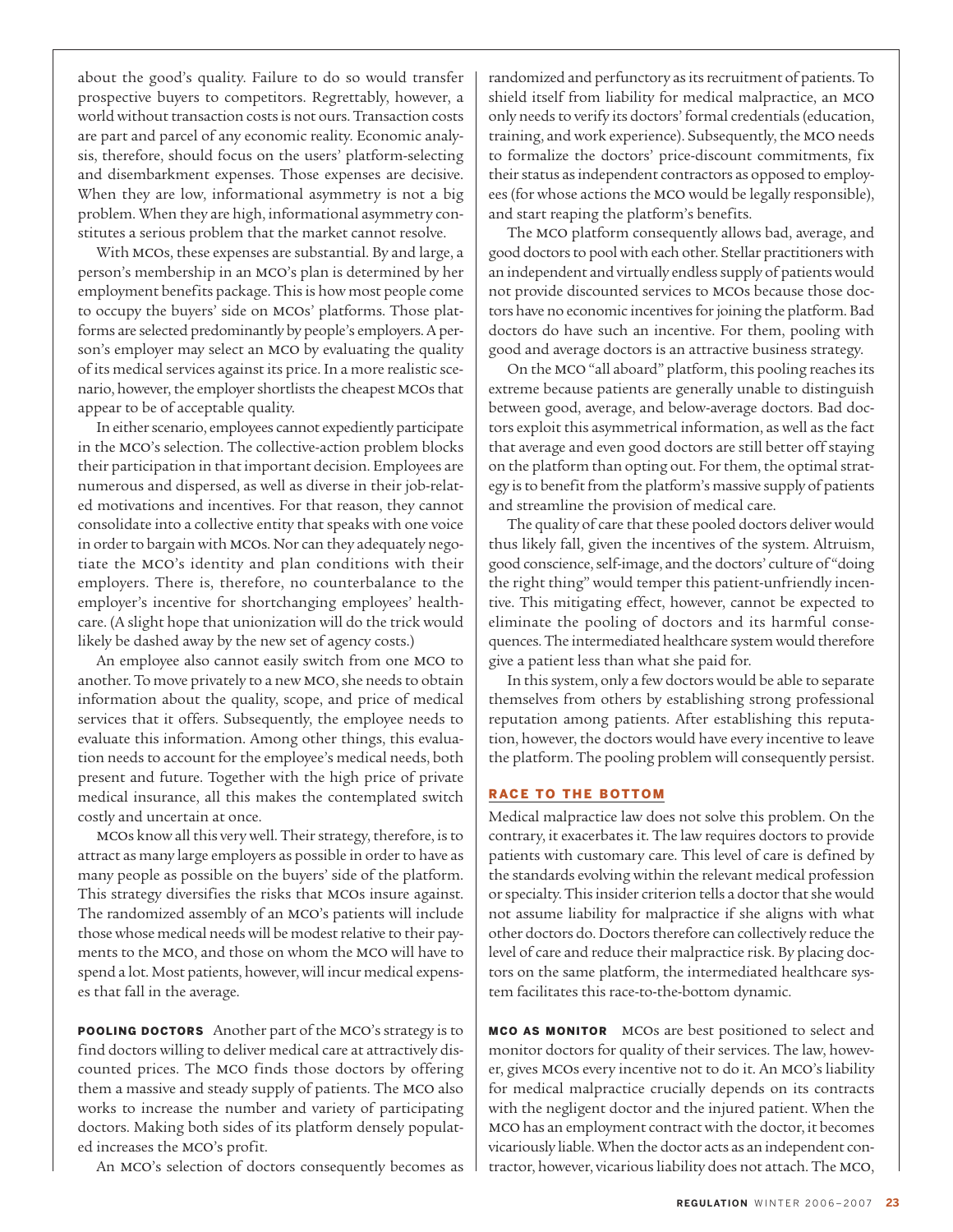about the good's quality. Failure to do so would transfer prospective buyers to competitors. Regrettably, however, a world without transaction costs is not ours. Transaction costs are part and parcel of any economic reality. Economic analysis, therefore, should focus on the users' platform-selecting and disembarkment expenses. Those expenses are decisive. When they are low, informational asymmetry is not a big problem. When they are high, informational asymmetry constitutes a serious problem that the market cannot resolve.

With MCOs, these expenses are substantial. By and large, a person's membership in an MCO's plan is determined by her employment benefits package. This is how most people come to occupy the buyers' side on MCOs' platforms. Those platforms are selected predominantly by people's employers. A person's employer may select an MCO by evaluating the quality of its medical services against its price. In a more realistic scenario, however, the employer shortlists the cheapest MCOs that appear to be of acceptable quality.

In either scenario, employees cannot expediently participate in the MCO's selection. The collective-action problem blocks their participation in that important decision. Employees are numerous and dispersed, as well as diverse in their job-related motivations and incentives. For that reason, they cannot consolidate into a collective entity that speaks with one voice in order to bargain with MCOs. Nor can they adequately negotiate the MCO's identity and plan conditions with their employers. There is, therefore, no counterbalance to the employer's incentive for shortchanging employees' healthcare. (A slight hope that unionization will do the trick would likely be dashed away by the new set of agency costs.)

An employee also cannot easily switch from one MCO to another. To move privately to a new MCO, she needs to obtain information about the quality, scope, and price of medical services that it offers. Subsequently, the employee needs to evaluate this information. Among other things, this evaluation needs to account for the employee's medical needs, both present and future. Together with the high price of private medical insurance, all this makes the contemplated switch costly and uncertain at once.

MCOs know all this very well. Their strategy, therefore, is to attract as many large employers as possible in order to have as many people as possible on the buyers' side of the platform. This strategy diversifies the risks that MCOs insure against. The randomized assembly of an MCO's patients will include those whose medical needs will be modest relative to their payments to the MCO, and those on whom the MCO will have to spend a lot. Most patients, however, will incur medical expenses that fall in the average.

**POOLING DOCTORS** Another part of the MCO's strategy is to find doctors willing to deliver medical care at attractively discounted prices. The MCO finds those doctors by offering them a massive and steady supply of patients. The MCO also works to increase the number and variety of participating doctors. Making both sides of its platform densely populated increases the MCO's profit.

An MCO's selection of doctors consequently becomes as randomized and perfunctory as its recruitment of patients. To shield itself from liability for medical malpractice, an MCO only needs to verify its doctors' formal credentials (education, training, and work experience). Subsequently, the MCO needs to formalize the doctors' price-discount commitments, fix their status as independent contractors as opposed to employees (for whose actions the MCO would be legally responsible), and start reaping the platform's benefits.

The MCO platform consequently allows bad, average, and good doctors to pool with each other. Stellar practitioners with an independent and virtually endless supply of patients would not provide discounted services to MCOs because those doctors have no economic incentives for joining the platform. Bad doctors do have such an incentive. For them, pooling with good and average doctors is an attractive business strategy.

On the MCO "all aboard" platform, this pooling reaches its extreme because patients are generally unable to distinguish between good, average, and below-average doctors. Bad doctors exploit this asymmetrical information, as well as the fact that average and even good doctors are still better off staying on the platform than opting out. For them, the optimal strategy is to benefit from the platform's massive supply of patients and streamline the provision of medical care.

The quality of care that these pooled doctors deliver would thus likely fall, given the incentives of the system. Altruism, good conscience, self-image, and the doctors' culture of "doing the right thing" would temper this patient-unfriendly incentive. This mitigating effect, however, cannot be expected to eliminate the pooling of doctors and its harmful consequences. The intermediated healthcare system would therefore give a patient less than what she paid for.

In this system, only a few doctors would be able to separate themselves from others by establishing strong professional reputation among patients. After establishing this reputation, however, the doctors would have every incentive to leave the platform. The pooling problem will consequently persist.

## RACE TO THE BOTTOM

Medical malpractice law does not solve this problem. On the contrary, it exacerbates it. The law requires doctors to provide patients with customary care. This level of care is defined by the standards evolving within the relevant medical profession or specialty. This insider criterion tells a doctor that she would not assume liability for malpractice if she aligns with what other doctors do. Doctors therefore can collectively reduce the level of care and reduce their malpractice risk. By placing doctors on the same platform, the intermediated healthcare system facilitates this race-to-the-bottom dynamic.

**MCO AS MONITOR** MCOs are best positioned to select and monitor doctors for quality of their services. The law, however, gives MCOs every incentive not to do it. An MCO's liability for medical malpractice crucially depends on its contracts with the negligent doctor and the injured patient. When the MCO has an employment contract with the doctor, it becomes vicariously liable. When the doctor acts as an independent contractor, however, vicarious liability does not attach. The MCO,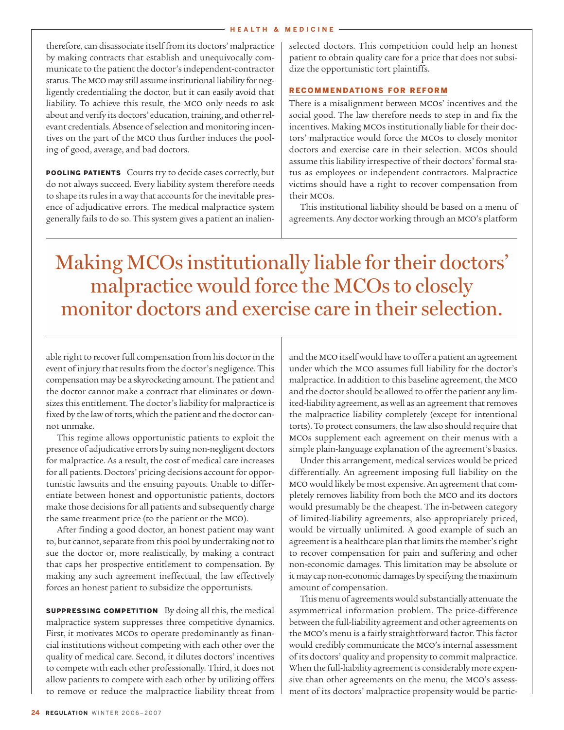therefore, can disassociate itself from its doctors' malpractice by making contracts that establish and unequivocally communicate to the patient the doctor's independent-contractor status. The MCO may still assume institutional liability for negligently credentialing the doctor, but it can easily avoid that liability. To achieve this result, the MCO only needs to ask about and verify its doctors' education, training, and other relevant credentials. Absence of selection and monitoring incentives on the part of the MCO thus further induces the pooling of good, average, and bad doctors.

**POOLING PATIENTS** Courts try to decide cases correctly, but do not always succeed. Every liability system therefore needs to shape its rules in a way that accounts for the inevitable presence of adjudicative errors. The medical malpractice system generally fails to do so. This system gives a patient an inalienable right to recover full compensation from his doctor in the event of injury that results from the doctor's negligence. This compensation may be a skyrocketing amount. The patient and the doctor cannot make a contract that eliminates or downsizes this entitlement. The doctor's liability for malpractice is fixed by the law of torts, which the patient and the doctor cannot unmake.

This regime allows opportunistic patients to exploit the presence of adjudicative errors by suing non-negligent doctors for malpractice. As a result, the cost of medical care increases for all patients. Doctors' pricing decisions account for opportunistic lawsuits and the ensuing payouts. Unable to differentiate between honest and opportunistic patients, doctors make those decisions for all patients and subsequently charge the same treatment price (to the patient or the MCO).

After finding a good doctor, an honest patient may want to, but cannot, separate from this pool by undertaking not to sue the doctor or, more realistically, by making a contract that caps her prospective entitlement to compensation. By making any such agreement ineffectual, the law effectively forces an honest patient to subsidize the opportunists.

**SUPPRESSING COMPETITION** By doing all this, the medical malpractice system suppresses three competitive dynamics. First, it motivates MCOs to operate predominantly as financial institutions without competing with each other over the quality of medical care. Second, it dilutes doctors' incentives to compete with each other professionally. Third, it does not allow patients to compete with each other by utilizing offers to remove or reduce the malpractice liability threat from selected doctors. This competition could help an honest patient to obtain quality care for a price that does not subsidize the opportunistic tort plaintiffs.

## RECOMMENDATIONS FOR REFORM

There is a misalignment between MCOs' incentives and the social good. The law therefore needs to step in and fix the incentives. Making MCOs institutionally liable for their doctors' malpractice would force the MCOs to closely monitor doctors and exercise care in their selection. MCOs should assume this liability irrespective of their doctors' formal status as employees or independent contractors. Malpractice victims should have a right to recover compensation from their MCOs.

This institutional liability should be based on a menu of agreements. Any doctor working through an MCO's platform and the MCO itself would have to offer a patient an agreement under which the MCO assumes full liability for the doctor's malpractice. In addition to this baseline agreement, the MCO and the doctor should be allowed to offer the patient any limited-liability agreement, as well as an agreement that removes the malpractice liability completely (except for intentional torts). To protect consumers, the law also should require that MCOs supplement each agreement on their menus with a simple plain-language explanation of the agreement's basics.

> Making MCOs institutionally liable for their doctors' malpractice would force the MCOs to closely monitor doctors and exercise care in their selection.

Under this arrangement, medical services would be priced differentially. An agreement imposing full liability on the MCO would likely be most expensive. An agreement that completely removes liability from both the MCO and its doctors would presumably be the cheapest. The in-between category of limited-liability agreements, also appropriately priced, would be virtually unlimited. A good example of such an agreement is a healthcare plan that limits the member's right to recover compensation for pain and suffering and other non-economic damages. This limitation may be absolute or it may cap non-economic damages by specifying the maximum amount of compensation.

This menu of agreements would substantially attenuate the asymmetrical information problem. The price-difference between the full-liability agreement and other agreements on the MCO's menu is a fairly straightforward factor. This factor would credibly communicate the MCO's internal assessment of its doctors' quality and propensity to commit malpractice. When the full-liability agreement is considerably more expensive than other agreements on the menu, the MCO's assessment of its doctors' malpractice propensity would be partic-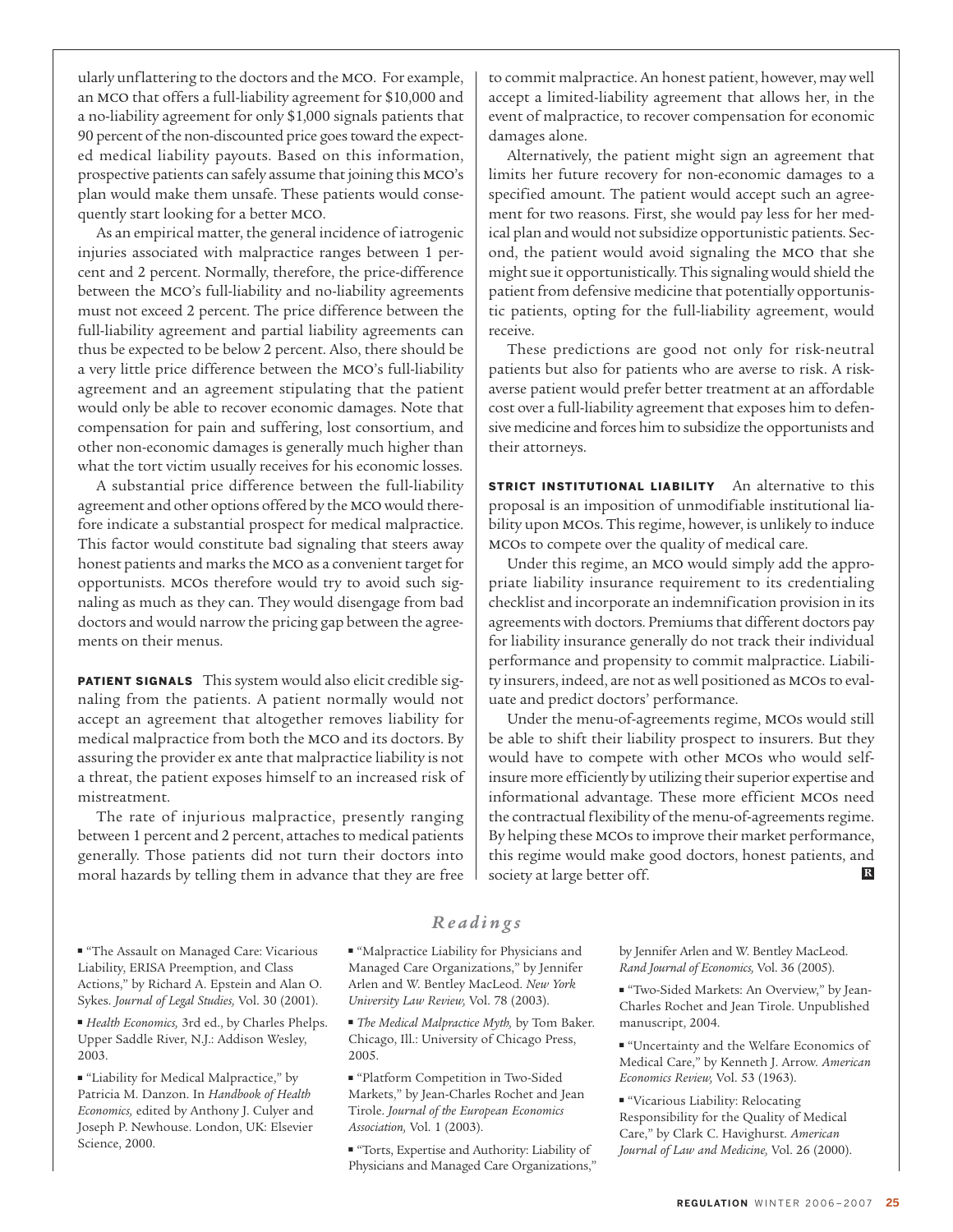ularly unflattering to the doctors and the MCO. For example, an MCO that offers a full-liability agreement for $10,000 and a no-liability agreement for only $1,000 signals patients that 90 percent of the non-discounted price goes toward the expected medical liability payouts. Based on this information, prospective patients can safely assume that joining this MCO's plan would make them unsafe. These patients would consequently start looking for a better MCO.

As an empirical matter, the general incidence of iatrogenic injuries associated with malpractice ranges between 1 percent and 2 percent. Normally, therefore, the price-difference between the MCO's full-liability and no-liability agreements must not exceed 2 percent. The price difference between the full-liability agreement and partial liability agreements can thus be expected to be below 2 percent. Also, there should be a very little price difference between the MCO's full-liability agreement and an agreement stipulating that the patient would only be able to recover economic damages. Note that compensation for pain and suffering, lost consortium, and other non-economic damages is generally much higher than what the tort victim usually receives for his economic losses.

A substantial price difference between the full-liability agreement and other options offered by the MCO would therefore indicate a substantial prospect for medical malpractice. This factor would constitute bad signaling that steers away honest patients and marks the MCO as a convenient target for opportunists. MCOs therefore would try to avoid such signaling as much as they can. They would disengage from bad doctors and would narrow the pricing gap between the agreements on their menus.

**PATIENT SIGNALS** This system would also elicit credible signaling from the patients. A patient normally would not accept an agreement that altogether removes liability for medical malpractice from both the MCO and its doctors. By assuring the provider ex ante that malpractice liability is not a threat, the patient exposes himself to an increased risk of mistreatment.

The rate of injurious malpractice, presently ranging between 1 percent and 2 percent, attaches to medical patients generally. Those patients did not turn their doctors into moral hazards by telling them in advance that they are free to commit malpractice. An honest patient, however, may well accept a limited-liability agreement that allows her, in the event of malpractice, to recover compensation for economic damages alone.

Alternatively, the patient might sign an agreement that limits her future recovery for non-economic damages to a specified amount. The patient would accept such an agreement for two reasons. First, she would pay less for her medical plan and would not subsidize opportunistic patients. Second, the patient would avoid signaling the MCO that she might sue it opportunistically. This signaling would shield the patient from defensive medicine that potentially opportunistic patients, opting for the full-liability agreement, would receive.

These predictions are good not only for risk-neutral patients but also for patients who are averse to risk. A risk-averse patient would prefer better treatment at an affordable cost over a full-liability agreement that exposes him to defensive medicine and forces him to subsidize the opportunists and their attorneys.

**STRICT INSTITUTIONAL LIABILITY** An alternative to this proposal is an imposition of unmodifiable institutional liability upon MCOs. This regime, however, is unlikely to induce MCOs to compete over the quality of medical care.

Under this regime, an MCO would simply add the appropriate liability insurance requirement to its credentialing checklist and incorporate an indemnification provision in its agreements with doctors. Premiums that different doctors pay for liability insurance generally do not track their individual performance and propensity to commit malpractice. Liability insurers, indeed, are not as well positioned as MCOs to evaluate and predict doctors' performance.

Under the menu-of-agreements regime, MCOs would still be able to shift their liability prospect to insurers. But they would have to compete with other MCOs who would self-insure more efficiently by utilizing their superior expertise and informational advantage. These more efficient MCOs need the contractual flexibility of the menu-of-agreements regime. By helping these MCOs to improve their market performance, this regime would make good doctors, honest patients, and society at large better off.

## *Readings*

- "The Assault on Managed Care: Vicarious Liability, ERISA Preemption, and Class Actions," by Richard A. Epstein and Alan O. Sykes. *Journal of Legal Studies,* Vol. 30 (2001).
- *Health Economics,* 3rd ed., by Charles Phelps. Upper Saddle River, N.J.: Addison Wesley, 2003.
- "Liability for Medical Malpractice," by Patricia M. Danzon. In *Handbook of Health Economics,* edited by Anthony J. Culyer and Joseph P. Newhouse. London, UK: Elsevier Science, 2000.
- "Malpractice Liability for Physicians and Managed Care Organizations," by Jennifer Arlen and W. Bentley MacLeod. *New York University Law Review,* Vol. 78 (2003).
- *The Medical Malpractice Myth,* by Tom Baker. Chicago, Ill.: University of Chicago Press, 2005.
- "Platform Competition in Two-Sided Markets," by Jean-Charles Rochet and Jean Tirole. *Journal of the European Economics Association,* Vol. 1 (2003).
- "Torts, Expertise and Authority: Liability of Physicians and Managed Care Organizations," by Jennifer Arlen and W. Bentley MacLeod. *Rand Journal of Economics,* Vol. 36 (2005).
- "Two-Sided Markets: An Overview," by Jean-Charles Rochet and Jean Tirole. Unpublished manuscript, 2004.
- "Uncertainty and the Welfare Economics of Medical Care," by Kenneth J. Arrow. *American Economics Review,* Vol. 53 (1963).
- "Vicarious Liability: Relocating Responsibility for the Quality of Medical Care," by Clark C. Havighurst. *American Journal of Law and Medicine,* Vol. 26 (2000).